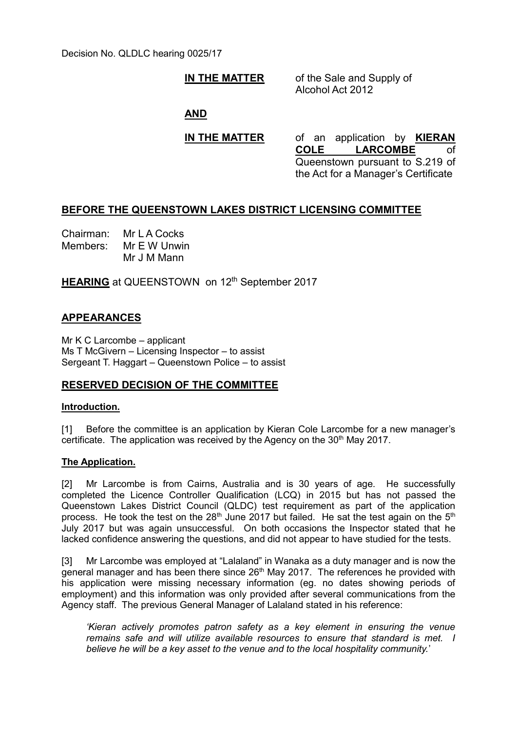Decision No. QLDLC hearing 0025/17

**IN THE MATTER** of the Sale and Supply of Alcohol Act 2012

**AND**

**IN THE MATTER** of an application by **KIERAN COLE LARCOMBE** of Queenstown pursuant to S.219 of the Act for a Manager's Certificate

## BEFORE THE QUEENSTOWN LAKES DISTRICT LICENSING COMMITTEE

Chairman: Mr L A Cocks
Members: Mr E W Unwin
Mr J M Mann

**HEARING** at QUEENSTOWN on 12th September 2017

## APPEARANCES

Mr K C Larcombe – applicant
Ms T McGivern – Licensing Inspector – to assist
Sergeant T. Haggart – Queenstown Police – to assist

## RESERVED DECISION OF THE COMMITTEE

### Introduction.

[1] Before the committee is an application by Kieran Cole Larcombe for a new manager's certificate. The application was received by the Agency on the 30th May 2017.

### The Application.

[2] Mr Larcombe is from Cairns, Australia and is 30 years of age. He successfully completed the Licence Controller Qualification (LCQ) in 2015 but has not passed the Queenstown Lakes District Council (QLDC) test requirement as part of the application process. He took the test on the 28th June 2017 but failed. He sat the test again on the 5th July 2017 but was again unsuccessful. On both occasions the Inspector stated that he lacked confidence answering the questions, and did not appear to have studied for the tests.

[3] Mr Larcombe was employed at "Lalaland" in Wanaka as a duty manager and is now the general manager and has been there since 26th May 2017. The references he provided with his application were missing necessary information (eg. no dates showing periods of employment) and this information was only provided after several communications from the Agency staff. The previous General Manager of Lalaland stated in his reference:

> *'Kieran actively promotes patron safety as a key element in ensuring the venue remains safe and will utilize available resources to ensure that standard is met. I believe he will be a key asset to the venue and to the local hospitality community.'*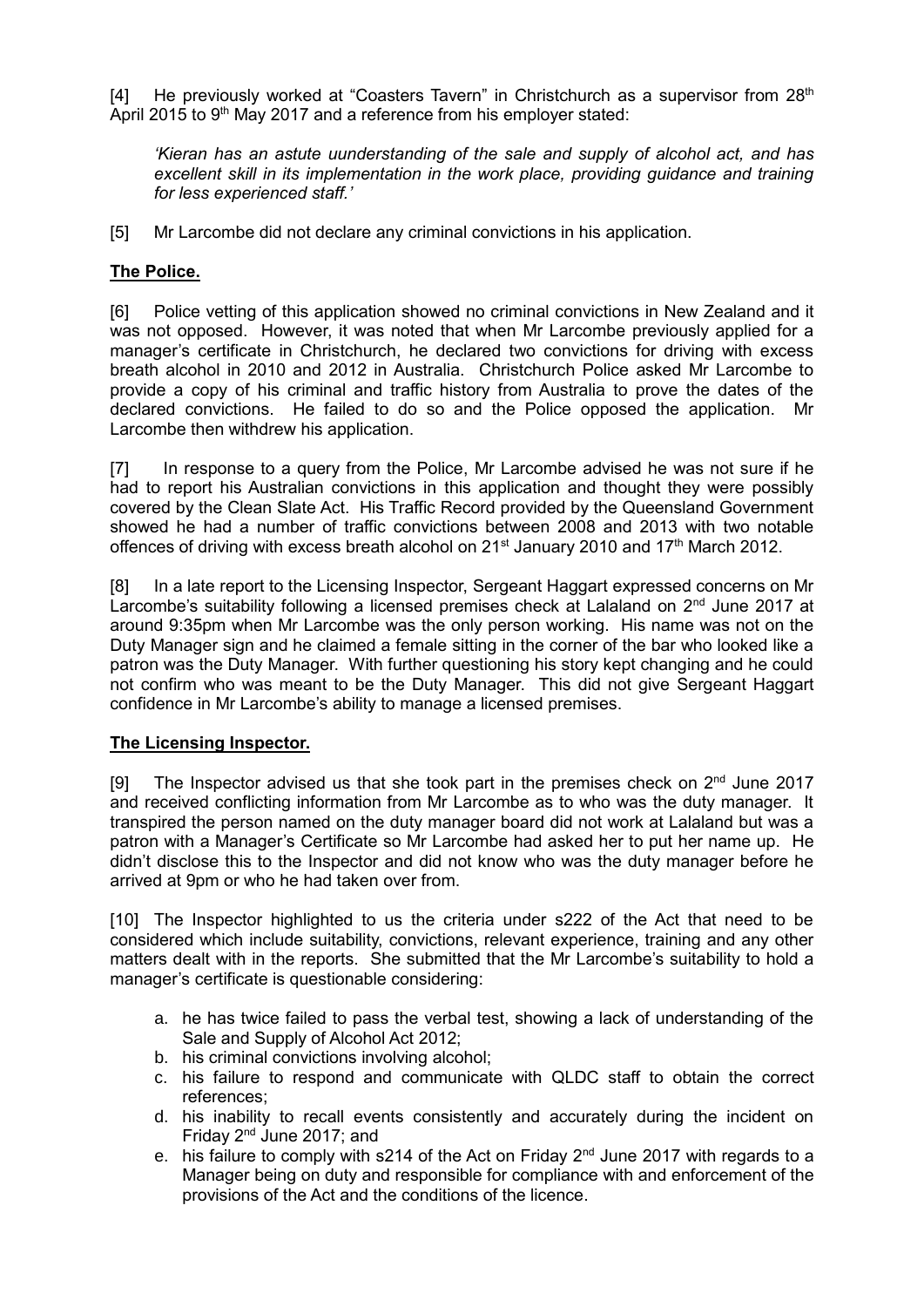[4] He previously worked at "Coasters Tavern" in Christchurch as a supervisor from 28th April 2015 to 9th May 2017 and a reference from his employer stated:

> *'Kieran has an astute uunderstanding of the sale and supply of alcohol act, and has excellent skill in its implementation in the work place, providing guidance and training for less experienced staff.'*

[5] Mr Larcombe did not declare any criminal convictions in his application.

## **The Police.**

[6] Police vetting of this application showed no criminal convictions in New Zealand and it was not opposed. However, it was noted that when Mr Larcombe previously applied for a manager's certificate in Christchurch, he declared two convictions for driving with excess breath alcohol in 2010 and 2012 in Australia. Christchurch Police asked Mr Larcombe to provide a copy of his criminal and traffic history from Australia to prove the dates of the declared convictions. He failed to do so and the Police opposed the application. Mr Larcombe then withdrew his application.

[7] In response to a query from the Police, Mr Larcombe advised he was not sure if he had to report his Australian convictions in this application and thought they were possibly covered by the Clean Slate Act. His Traffic Record provided by the Queensland Government showed he had a number of traffic convictions between 2008 and 2013 with two notable offences of driving with excess breath alcohol on 21st January 2010 and 17th March 2012.

[8] In a late report to the Licensing Inspector, Sergeant Haggart expressed concerns on Mr Larcombe's suitability following a licensed premises check at Lalaland on 2nd June 2017 at around 9:35pm when Mr Larcombe was the only person working. His name was not on the Duty Manager sign and he claimed a female sitting in the corner of the bar who looked like a patron was the Duty Manager. With further questioning his story kept changing and he could not confirm who was meant to be the Duty Manager. This did not give Sergeant Haggart confidence in Mr Larcombe's ability to manage a licensed premises.

## **The Licensing Inspector.**

[9] The Inspector advised us that she took part in the premises check on 2nd June 2017 and received conflicting information from Mr Larcombe as to who was the duty manager. It transpired the person named on the duty manager board did not work at Lalaland but was a patron with a Manager's Certificate so Mr Larcombe had asked her to put her name up. He didn't disclose this to the Inspector and did not know who was the duty manager before he arrived at 9pm or who he had taken over from.

[10] The Inspector highlighted to us the criteria under s222 of the Act that need to be considered which include suitability, convictions, relevant experience, training and any other matters dealt with in the reports. She submitted that the Mr Larcombe's suitability to hold a manager's certificate is questionable considering:

a. he has twice failed to pass the verbal test, showing a lack of understanding of the Sale and Supply of Alcohol Act 2012;
b. his criminal convictions involving alcohol;
c. his failure to respond and communicate with QLDC staff to obtain the correct references;
d. his inability to recall events consistently and accurately during the incident on Friday 2nd June 2017; and
e. his failure to comply with s214 of the Act on Friday 2nd June 2017 with regards to a Manager being on duty and responsible for compliance with and enforcement of the provisions of the Act and the conditions of the licence.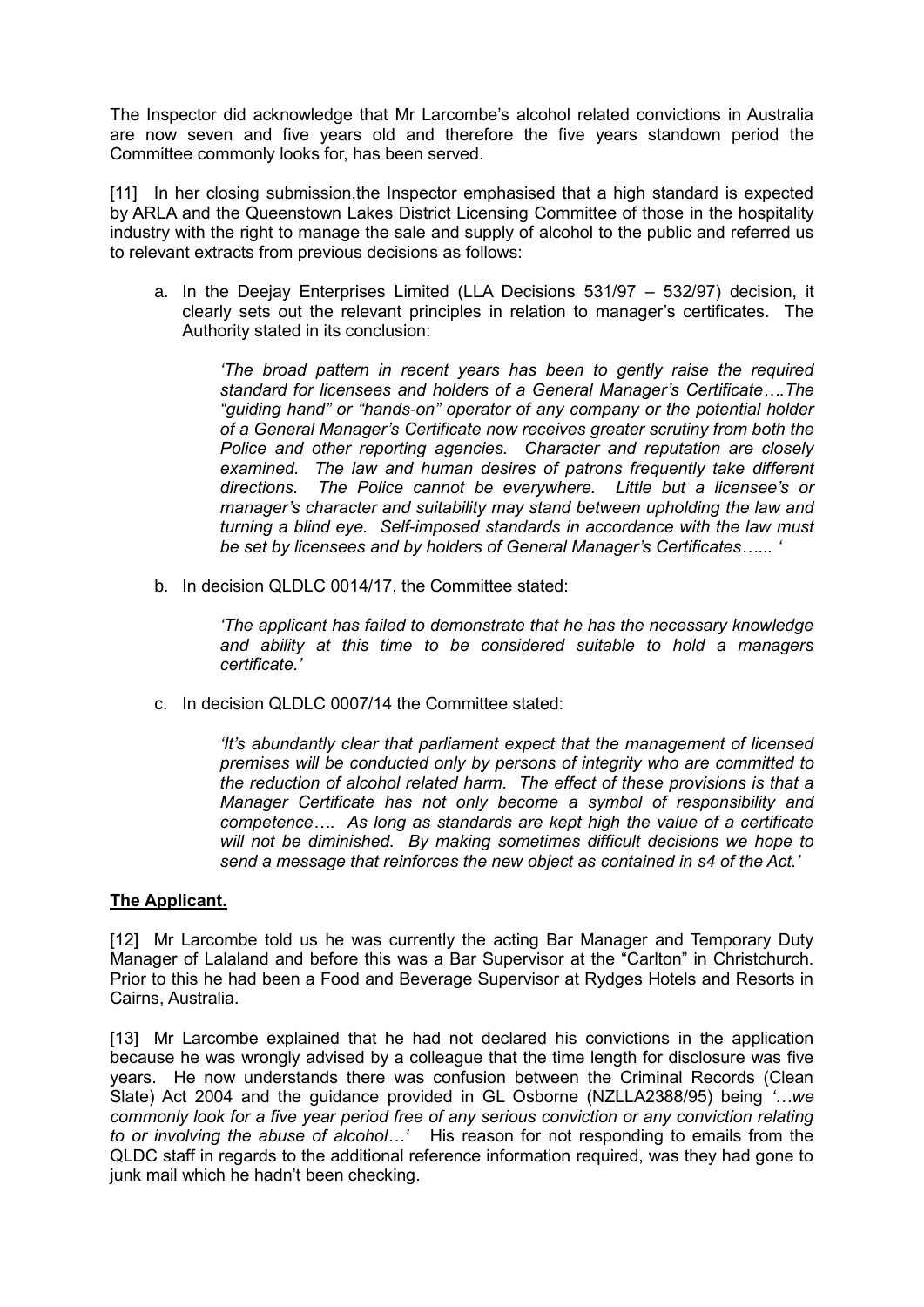The Inspector did acknowledge that Mr Larcombe's alcohol related convictions in Australia are now seven and five years old and therefore the five years standown period the Committee commonly looks for, has been served.

[11] In her closing submission,the Inspector emphasised that a high standard is expected by ARLA and the Queenstown Lakes District Licensing Committee of those in the hospitality industry with the right to manage the sale and supply of alcohol to the public and referred us to relevant extracts from previous decisions as follows:

a. In the Deejay Enterprises Limited (LLA Decisions 531/97 – 532/97) decision, it clearly sets out the relevant principles in relation to manager's certificates. The Authority stated in its conclusion:

> *'The broad pattern in recent years has been to gently raise the required standard for licensees and holders of a General Manager's Certificate….The "guiding hand" or "hands-on" operator of any company or the potential holder of a General Manager's Certificate now receives greater scrutiny from both the Police and other reporting agencies. Character and reputation are closely examined. The law and human desires of patrons frequently take different directions. The Police cannot be everywhere. Little but a licensee's or manager's character and suitability may stand between upholding the law and turning a blind eye. Self-imposed standards in accordance with the law must be set by licensees and by holders of General Manager's Certificates…... '*

b. In decision QLDLC 0014/17, the Committee stated:

> *'The applicant has failed to demonstrate that he has the necessary knowledge and ability at this time to be considered suitable to hold a managers certificate.'*

c. In decision QLDLC 0007/14 the Committee stated:

> *'It's abundantly clear that parliament expect that the management of licensed premises will be conducted only by persons of integrity who are committed to the reduction of alcohol related harm. The effect of these provisions is that a Manager Certificate has not only become a symbol of responsibility and competence…. As long as standards are kept high the value of a certificate will not be diminished. By making sometimes difficult decisions we hope to send a message that reinforces the new object as contained in s4 of the Act.'*

**The Applicant.**

[12] Mr Larcombe told us he was currently the acting Bar Manager and Temporary Duty Manager of Lalaland and before this was a Bar Supervisor at the "Carlton" in Christchurch. Prior to this he had been a Food and Beverage Supervisor at Rydges Hotels and Resorts in Cairns, Australia.

[13] Mr Larcombe explained that he had not declared his convictions in the application because he was wrongly advised by a colleague that the time length for disclosure was five years. He now understands there was confusion between the Criminal Records (Clean Slate) Act 2004 and the guidance provided in GL Osborne (NZLLA2388/95) being *'…we commonly look for a five year period free of any serious conviction or any conviction relating to or involving the abuse of alcohol…'* His reason for not responding to emails from the QLDC staff in regards to the additional reference information required, was they had gone to junk mail which he hadn't been checking.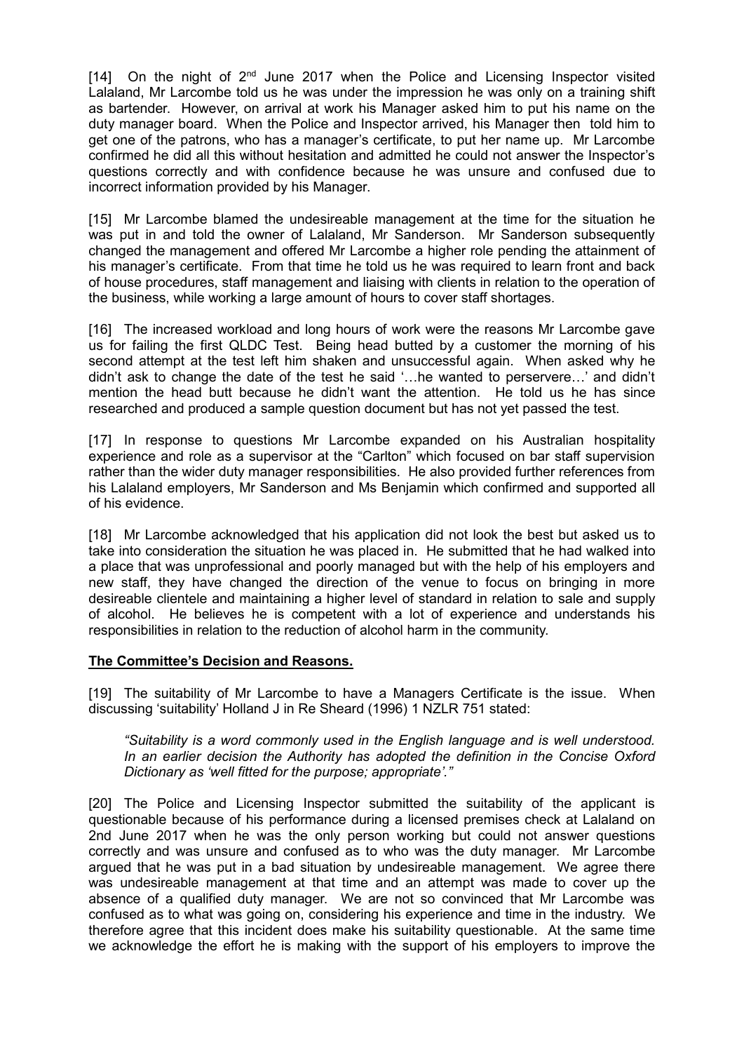[14] On the night of 2nd June 2017 when the Police and Licensing Inspector visited Lalaland, Mr Larcombe told us he was under the impression he was only on a training shift as bartender. However, on arrival at work his Manager asked him to put his name on the duty manager board. When the Police and Inspector arrived, his Manager then told him to get one of the patrons, who has a manager's certificate, to put her name up. Mr Larcombe confirmed he did all this without hesitation and admitted he could not answer the Inspector's questions correctly and with confidence because he was unsure and confused due to incorrect information provided by his Manager.

[15] Mr Larcombe blamed the undesireable management at the time for the situation he was put in and told the owner of Lalaland, Mr Sanderson. Mr Sanderson subsequently changed the management and offered Mr Larcombe a higher role pending the attainment of his manager's certificate. From that time he told us he was required to learn front and back of house procedures, staff management and liaising with clients in relation to the operation of the business, while working a large amount of hours to cover staff shortages.

[16] The increased workload and long hours of work were the reasons Mr Larcombe gave us for failing the first QLDC Test. Being head butted by a customer the morning of his second attempt at the test left him shaken and unsuccessful again. When asked why he didn't ask to change the date of the test he said '…he wanted to perservere…' and didn't mention the head butt because he didn't want the attention. He told us he has since researched and produced a sample question document but has not yet passed the test.

[17] In response to questions Mr Larcombe expanded on his Australian hospitality experience and role as a supervisor at the "Carlton" which focused on bar staff supervision rather than the wider duty manager responsibilities. He also provided further references from his Lalaland employers, Mr Sanderson and Ms Benjamin which confirmed and supported all of his evidence.

[18] Mr Larcombe acknowledged that his application did not look the best but asked us to take into consideration the situation he was placed in. He submitted that he had walked into a place that was unprofessional and poorly managed but with the help of his employers and new staff, they have changed the direction of the venue to focus on bringing in more desireable clientele and maintaining a higher level of standard in relation to sale and supply of alcohol. He believes he is competent with a lot of experience and understands his responsibilities in relation to the reduction of alcohol harm in the community.

## **The Committee's Decision and Reasons.**

[19] The suitability of Mr Larcombe to have a Managers Certificate is the issue. When discussing 'suitability' Holland J in Re Sheard (1996) 1 NZLR 751 stated:

> *"Suitability is a word commonly used in the English language and is well understood. In an earlier decision the Authority has adopted the definition in the Concise Oxford Dictionary as 'well fitted for the purpose; appropriate'."*

[20] The Police and Licensing Inspector submitted the suitability of the applicant is questionable because of his performance during a licensed premises check at Lalaland on 2nd June 2017 when he was the only person working but could not answer questions correctly and was unsure and confused as to who was the duty manager. Mr Larcombe argued that he was put in a bad situation by undesireable management. We agree there was undesireable management at that time and an attempt was made to cover up the absence of a qualified duty manager. We are not so convinced that Mr Larcombe was confused as to what was going on, considering his experience and time in the industry. We therefore agree that this incident does make his suitability questionable. At the same time we acknowledge the effort he is making with the support of his employers to improve the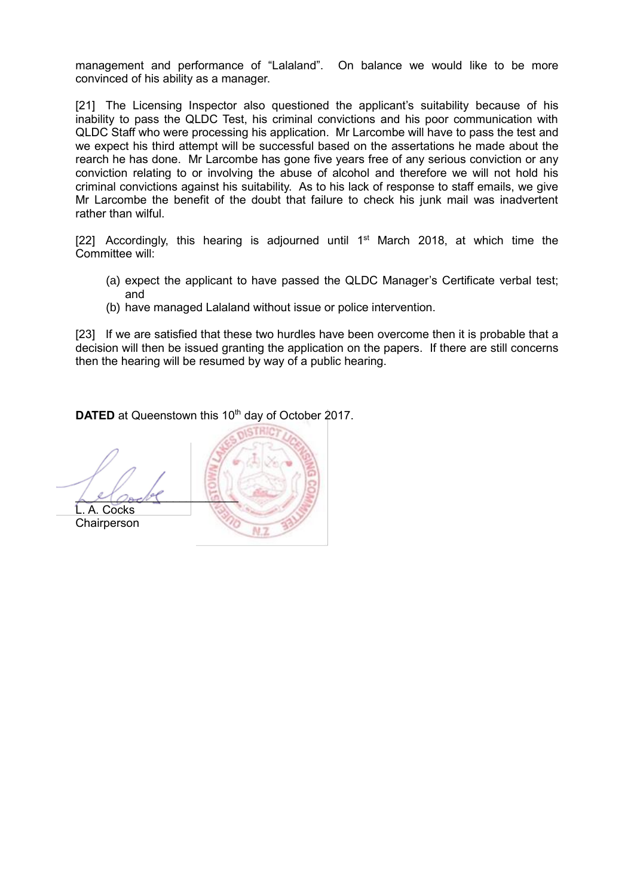management and performance of "Lalaland". On balance we would like to be more convinced of his ability as a manager.

[21] The Licensing Inspector also questioned the applicant's suitability because of his inability to pass the QLDC Test, his criminal convictions and his poor communication with QLDC Staff who were processing his application. Mr Larcombe will have to pass the test and we expect his third attempt will be successful based on the assertions he made about the rearch he has done. Mr Larcombe has gone five years free of any serious conviction or any conviction relating to or involving the abuse of alcohol and therefore we will not hold his criminal convictions against his suitability. As to his lack of response to staff emails, we give Mr Larcombe the benefit of the doubt that failure to check his junk mail was inadvertent rather than wilful.

[22] Accordingly, this hearing is adjourned until 1st March 2018, at which time the Committee will:

(a) expect the applicant to have passed the QLDC Manager's Certificate verbal test; and
(b) have managed Lalaland without issue or police intervention.

[23] If we are satisfied that these two hurdles have been overcome then it is probable that a decision will then be issued granting the application on the papers. If there are still concerns then the hearing will be resumed by way of a public hearing.

**DATED** at Queenstown this 10th day of October 2017.

L. A. Cocks
Chairperson